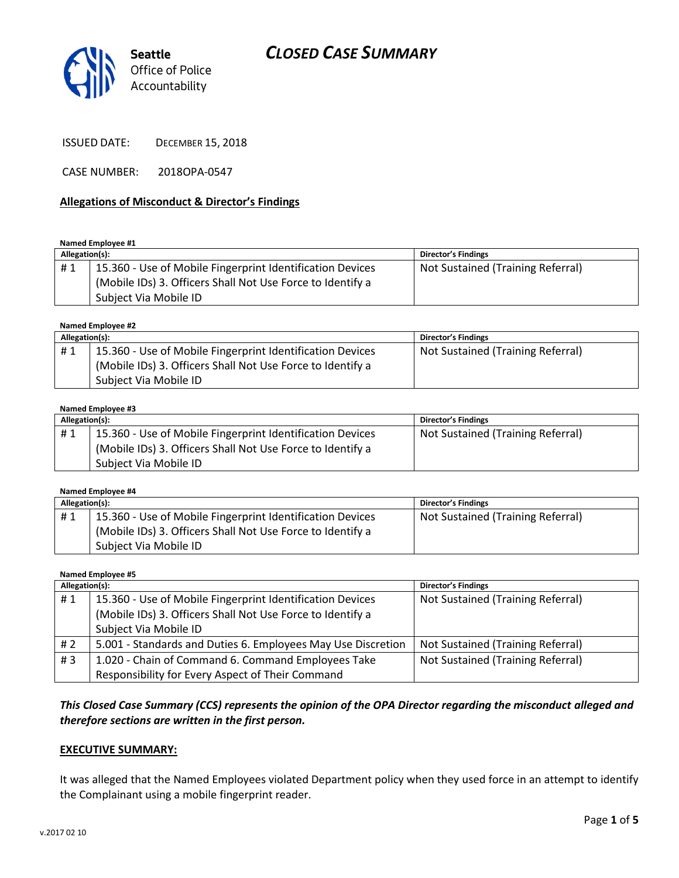Seattle Office of Police Accountability

# CLOSED CASE SUMMARY

ISSUED DATE: DECEMBER 15, 2018

CASE NUMBER: 2018OPA-0547

## Allegations of Misconduct & Director's Findings

**Named Employee #1**

| Allegation(s): | | Director's Findings |
|---|---|---|
| # 1 | 15.360 - Use of Mobile Fingerprint Identification Devices (Mobile IDs) 3. Officers Shall Not Use Force to Identify a Subject Via Mobile ID | Not Sustained (Training Referral) |

**Named Employee #2**

| Allegation(s): | | Director's Findings |
|---|---|---|
| # 1 | 15.360 - Use of Mobile Fingerprint Identification Devices (Mobile IDs) 3. Officers Shall Not Use Force to Identify a Subject Via Mobile ID | Not Sustained (Training Referral) |

**Named Employee #3**

| Allegation(s): | | Director's Findings |
|---|---|---|
| # 1 | 15.360 - Use of Mobile Fingerprint Identification Devices (Mobile IDs) 3. Officers Shall Not Use Force to Identify a Subject Via Mobile ID | Not Sustained (Training Referral) |

**Named Employee #4**

| Allegation(s): | | Director's Findings |
|---|---|---|
| # 1 | 15.360 - Use of Mobile Fingerprint Identification Devices (Mobile IDs) 3. Officers Shall Not Use Force to Identify a Subject Via Mobile ID | Not Sustained (Training Referral) |

**Named Employee #5**

| Allegation(s): | | Director's Findings |
|---|---|---|
| # 1 | 15.360 - Use of Mobile Fingerprint Identification Devices (Mobile IDs) 3. Officers Shall Not Use Force to Identify a Subject Via Mobile ID | Not Sustained (Training Referral) |
| # 2 | 5.001 - Standards and Duties 6. Employees May Use Discretion | Not Sustained (Training Referral) |
| # 3 | 1.020 - Chain of Command 6. Command Employees Take Responsibility for Every Aspect of Their Command | Not Sustained (Training Referral) |

***This Closed Case Summary (CCS) represents the opinion of the OPA Director regarding the misconduct alleged and therefore sections are written in the first person.***

**EXECUTIVE SUMMARY:**

It was alleged that the Named Employees violated Department policy when they used force in an attempt to identify the Complainant using a mobile fingerprint reader.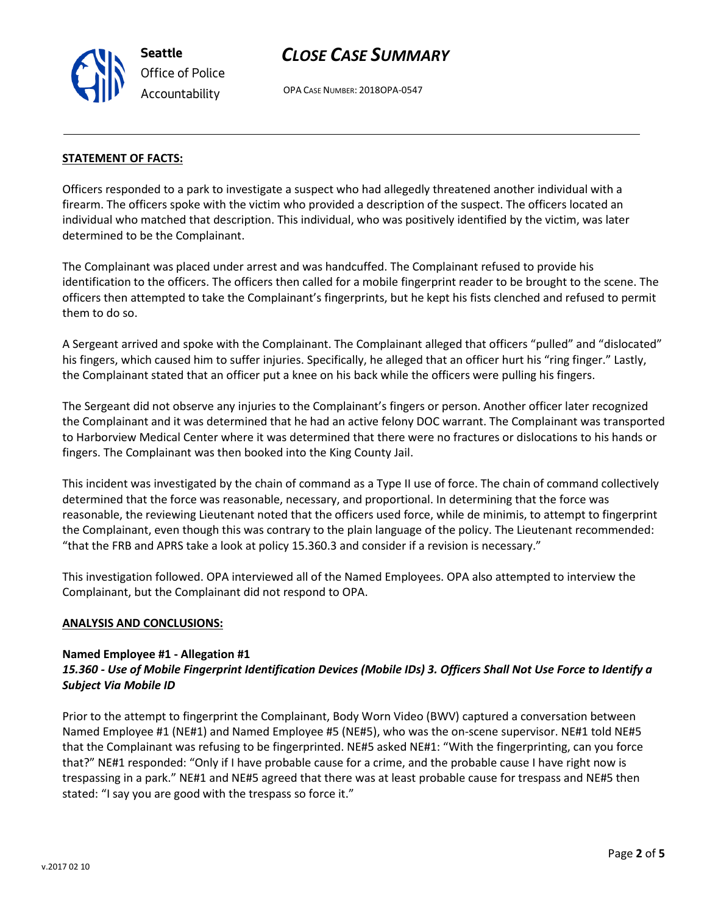**STATEMENT OF FACTS:**

Officers responded to a park to investigate a suspect who had allegedly threatened another individual with a firearm. The officers spoke with the victim who provided a description of the suspect. The officers located an individual who matched that description. This individual, who was positively identified by the victim, was later determined to be the Complainant.

The Complainant was placed under arrest and was handcuffed. The Complainant refused to provide his identification to the officers. The officers then called for a mobile fingerprint reader to be brought to the scene. The officers then attempted to take the Complainant's fingerprints, but he kept his fists clenched and refused to permit them to do so.

A Sergeant arrived and spoke with the Complainant. The Complainant alleged that officers "pulled" and "dislocated" his fingers, which caused him to suffer injuries. Specifically, he alleged that an officer hurt his "ring finger." Lastly, the Complainant stated that an officer put a knee on his back while the officers were pulling his fingers.

The Sergeant did not observe any injuries to the Complainant's fingers or person. Another officer later recognized the Complainant and it was determined that he had an active felony DOC warrant. The Complainant was transported to Harborview Medical Center where it was determined that there were no fractures or dislocations to his hands or fingers. The Complainant was then booked into the King County Jail.

This incident was investigated by the chain of command as a Type II use of force. The chain of command collectively determined that the force was reasonable, necessary, and proportional. In determining that the force was reasonable, the reviewing Lieutenant noted that the officers used force, while de minimis, to attempt to fingerprint the Complainant, even though this was contrary to the plain language of the policy. The Lieutenant recommended: "that the FRB and APRS take a look at policy 15.360.3 and consider if a revision is necessary."

This investigation followed. OPA interviewed all of the Named Employees. OPA also attempted to interview the Complainant, but the Complainant did not respond to OPA.

**ANALYSIS AND CONCLUSIONS:**

**Named Employee #1 - Allegation #1**
***15.360 - Use of Mobile Fingerprint Identification Devices (Mobile IDs) 3. Officers Shall Not Use Force to Identify a Subject Via Mobile ID***

Prior to the attempt to fingerprint the Complainant, Body Worn Video (BWV) captured a conversation between Named Employee #1 (NE#1) and Named Employee #5 (NE#5), who was the on-scene supervisor. NE#1 told NE#5 that the Complainant was refusing to be fingerprinted. NE#5 asked NE#1: "With the fingerprinting, can you force that?" NE#1 responded: "Only if I have probable cause for a crime, and the probable cause I have right now is trespassing in a park." NE#1 and NE#5 agreed that there was at least probable cause for trespass and NE#5 then stated: "I say you are good with the trespass so force it."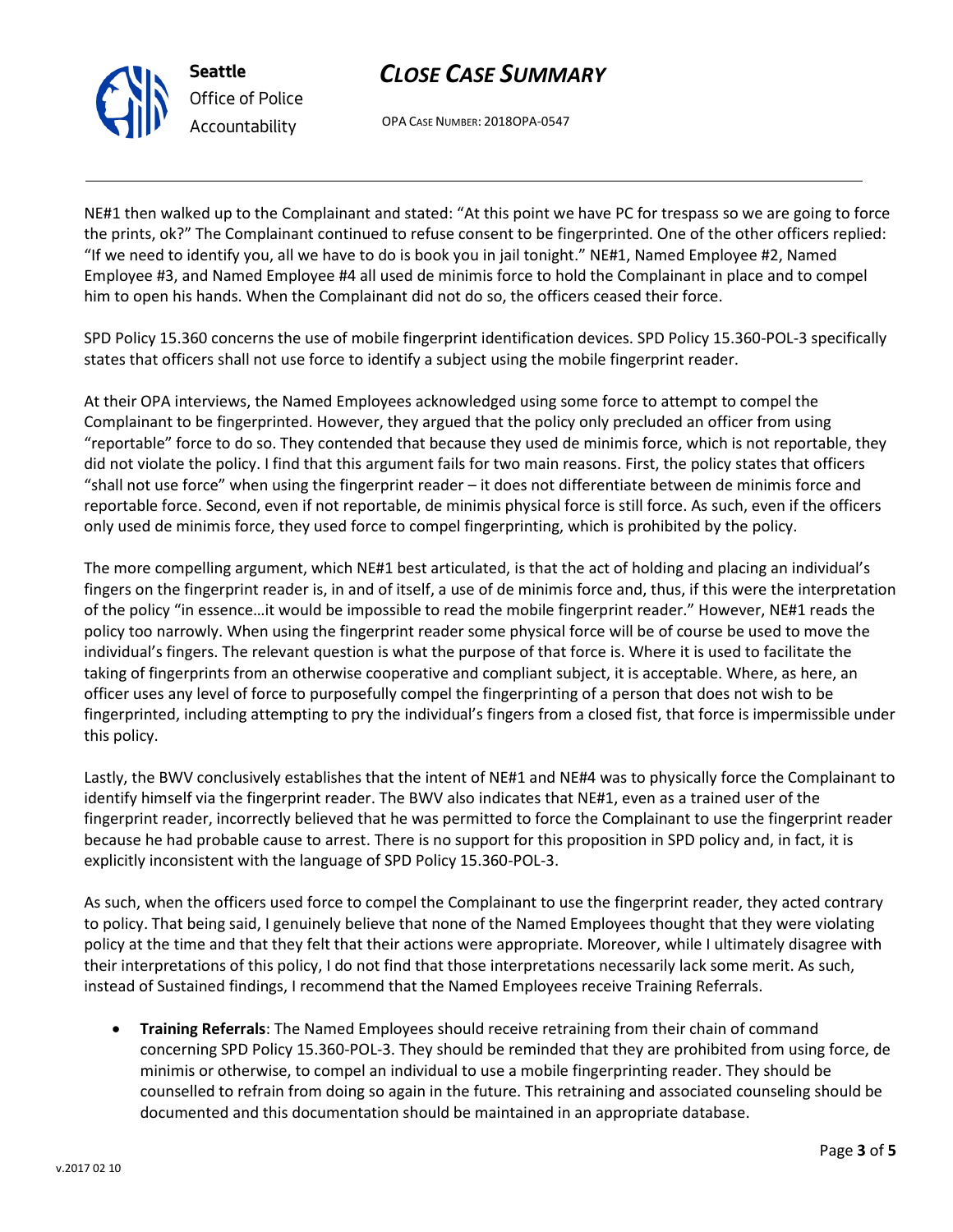NE#1 then walked up to the Complainant and stated: "At this point we have PC for trespass so we are going to force the prints, ok?" The Complainant continued to refuse consent to be fingerprinted. One of the other officers replied: "If we need to identify you, all we have to do is book you in jail tonight." NE#1, Named Employee #2, Named Employee #3, and Named Employee #4 all used de minimis force to hold the Complainant in place and to compel him to open his hands. When the Complainant did not do so, the officers ceased their force.

SPD Policy 15.360 concerns the use of mobile fingerprint identification devices. SPD Policy 15.360-POL-3 specifically states that officers shall not use force to identify a subject using the mobile fingerprint reader.

At their OPA interviews, the Named Employees acknowledged using some force to attempt to compel the Complainant to be fingerprinted. However, they argued that the policy only precluded an officer from using "reportable" force to do so. They contended that because they used de minimis force, which is not reportable, they did not violate the policy. I find that this argument fails for two main reasons. First, the policy states that officers "shall not use force" when using the fingerprint reader – it does not differentiate between de minimis force and reportable force. Second, even if not reportable, de minimis physical force is still force. As such, even if the officers only used de minimis force, they used force to compel fingerprinting, which is prohibited by the policy.

The more compelling argument, which NE#1 best articulated, is that the act of holding and placing an individual's fingers on the fingerprint reader is, in and of itself, a use of de minimis force and, thus, if this were the interpretation of the policy "in essence…it would be impossible to read the mobile fingerprint reader." However, NE#1 reads the policy too narrowly. When using the fingerprint reader some physical force will be of course be used to move the individual's fingers. The relevant question is what the purpose of that force is. Where it is used to facilitate the taking of fingerprints from an otherwise cooperative and compliant subject, it is acceptable. Where, as here, an officer uses any level of force to purposefully compel the fingerprinting of a person that does not wish to be fingerprinted, including attempting to pry the individual's fingers from a closed fist, that force is impermissible under this policy.

Lastly, the BWV conclusively establishes that the intent of NE#1 and NE#4 was to physically force the Complainant to identify himself via the fingerprint reader. The BWV also indicates that NE#1, even as a trained user of the fingerprint reader, incorrectly believed that he was permitted to force the Complainant to use the fingerprint reader because he had probable cause to arrest. There is no support for this proposition in SPD policy and, in fact, it is explicitly inconsistent with the language of SPD Policy 15.360-POL-3.

As such, when the officers used force to compel the Complainant to use the fingerprint reader, they acted contrary to policy. That being said, I genuinely believe that none of the Named Employees thought that they were violating policy at the time and that they felt that their actions were appropriate. Moreover, while I ultimately disagree with their interpretations of this policy, I do not find that those interpretations necessarily lack some merit. As such, instead of Sustained findings, I recommend that the Named Employees receive Training Referrals.

- **Training Referrals**: The Named Employees should receive retraining from their chain of command concerning SPD Policy 15.360-POL-3. They should be reminded that they are prohibited from using force, de minimis or otherwise, to compel an individual to use a mobile fingerprinting reader. They should be counselled to refrain from doing so again in the future. This retraining and associated counseling should be documented and this documentation should be maintained in an appropriate database.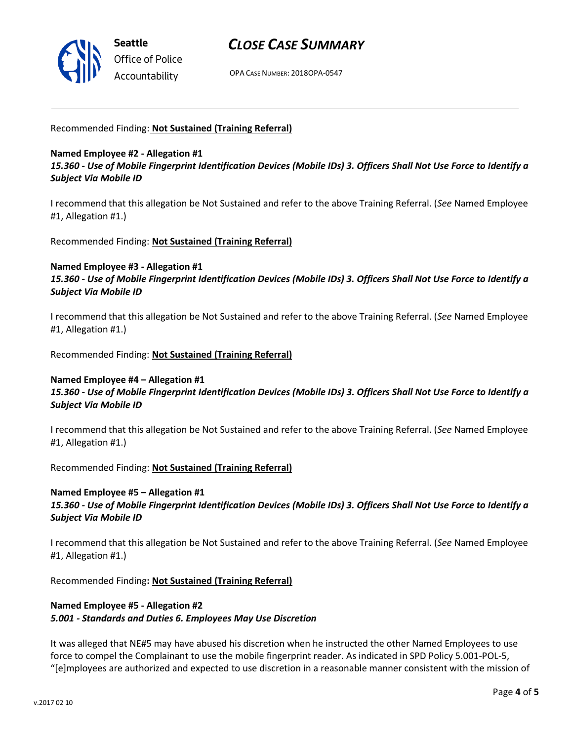Recommended Finding: **Not Sustained (Training Referral)**

**Named Employee #2 - Allegation #1**
***15.360 - Use of Mobile Fingerprint Identification Devices (Mobile IDs) 3. Officers Shall Not Use Force to Identify a Subject Via Mobile ID***

I recommend that this allegation be Not Sustained and refer to the above Training Referral. (*See* Named Employee #1, Allegation #1.)

Recommended Finding: **Not Sustained (Training Referral)**

**Named Employee #3 - Allegation #1**
***15.360 - Use of Mobile Fingerprint Identification Devices (Mobile IDs) 3. Officers Shall Not Use Force to Identify a Subject Via Mobile ID***

I recommend that this allegation be Not Sustained and refer to the above Training Referral. (*See* Named Employee #1, Allegation #1.)

Recommended Finding: **Not Sustained (Training Referral)**

**Named Employee #4 – Allegation #1**
***15.360 - Use of Mobile Fingerprint Identification Devices (Mobile IDs) 3. Officers Shall Not Use Force to Identify a Subject Via Mobile ID***

I recommend that this allegation be Not Sustained and refer to the above Training Referral. (*See* Named Employee #1, Allegation #1.)

Recommended Finding: **Not Sustained (Training Referral)**

**Named Employee #5 – Allegation #1**
***15.360 - Use of Mobile Fingerprint Identification Devices (Mobile IDs) 3. Officers Shall Not Use Force to Identify a Subject Via Mobile ID***

I recommend that this allegation be Not Sustained and refer to the above Training Referral. (*See* Named Employee #1, Allegation #1.)

Recommended Finding**: Not Sustained (Training Referral)**

**Named Employee #5 - Allegation #2**
***5.001 - Standards and Duties 6. Employees May Use Discretion***

It was alleged that NE#5 may have abused his discretion when he instructed the other Named Employees to use force to compel the Complainant to use the mobile fingerprint reader. As indicated in SPD Policy 5.001-POL-5, "[e]mployees are authorized and expected to use discretion in a reasonable manner consistent with the mission of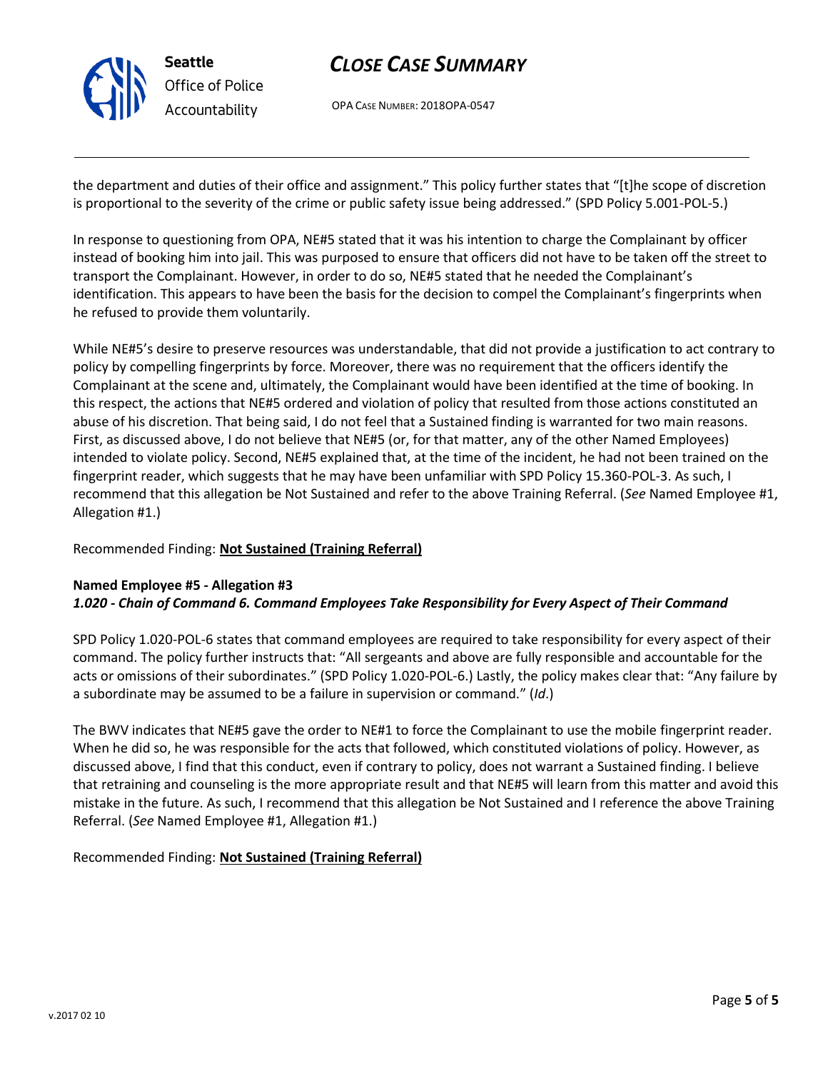the department and duties of their office and assignment." This policy further states that "[t]he scope of discretion is proportional to the severity of the crime or public safety issue being addressed." (SPD Policy 5.001-POL-5.)

In response to questioning from OPA, NE#5 stated that it was his intention to charge the Complainant by officer instead of booking him into jail. This was purposed to ensure that officers did not have to be taken off the street to transport the Complainant. However, in order to do so, NE#5 stated that he needed the Complainant's identification. This appears to have been the basis for the decision to compel the Complainant's fingerprints when he refused to provide them voluntarily.

While NE#5's desire to preserve resources was understandable, that did not provide a justification to act contrary to policy by compelling fingerprints by force. Moreover, there was no requirement that the officers identify the Complainant at the scene and, ultimately, the Complainant would have been identified at the time of booking. In this respect, the actions that NE#5 ordered and violation of policy that resulted from those actions constituted an abuse of his discretion. That being said, I do not feel that a Sustained finding is warranted for two main reasons. First, as discussed above, I do not believe that NE#5 (or, for that matter, any of the other Named Employees) intended to violate policy. Second, NE#5 explained that, at the time of the incident, he had not been trained on the fingerprint reader, which suggests that he may have been unfamiliar with SPD Policy 15.360-POL-3. As such, I recommend that this allegation be Not Sustained and refer to the above Training Referral. (*See* Named Employee #1, Allegation #1.)

Recommended Finding: **Not Sustained (Training Referral)**

**Named Employee #5 - Allegation #3**
***1.020 - Chain of Command 6. Command Employees Take Responsibility for Every Aspect of Their Command***

SPD Policy 1.020-POL-6 states that command employees are required to take responsibility for every aspect of their command. The policy further instructs that: "All sergeants and above are fully responsible and accountable for the acts or omissions of their subordinates." (SPD Policy 1.020-POL-6.) Lastly, the policy makes clear that: "Any failure by a subordinate may be assumed to be a failure in supervision or command." (*Id*.)

The BWV indicates that NE#5 gave the order to NE#1 to force the Complainant to use the mobile fingerprint reader. When he did so, he was responsible for the acts that followed, which constituted violations of policy. However, as discussed above, I find that this conduct, even if contrary to policy, does not warrant a Sustained finding. I believe that retraining and counseling is the more appropriate result and that NE#5 will learn from this matter and avoid this mistake in the future. As such, I recommend that this allegation be Not Sustained and I reference the above Training Referral. (*See* Named Employee #1, Allegation #1.)

Recommended Finding: **Not Sustained (Training Referral)**